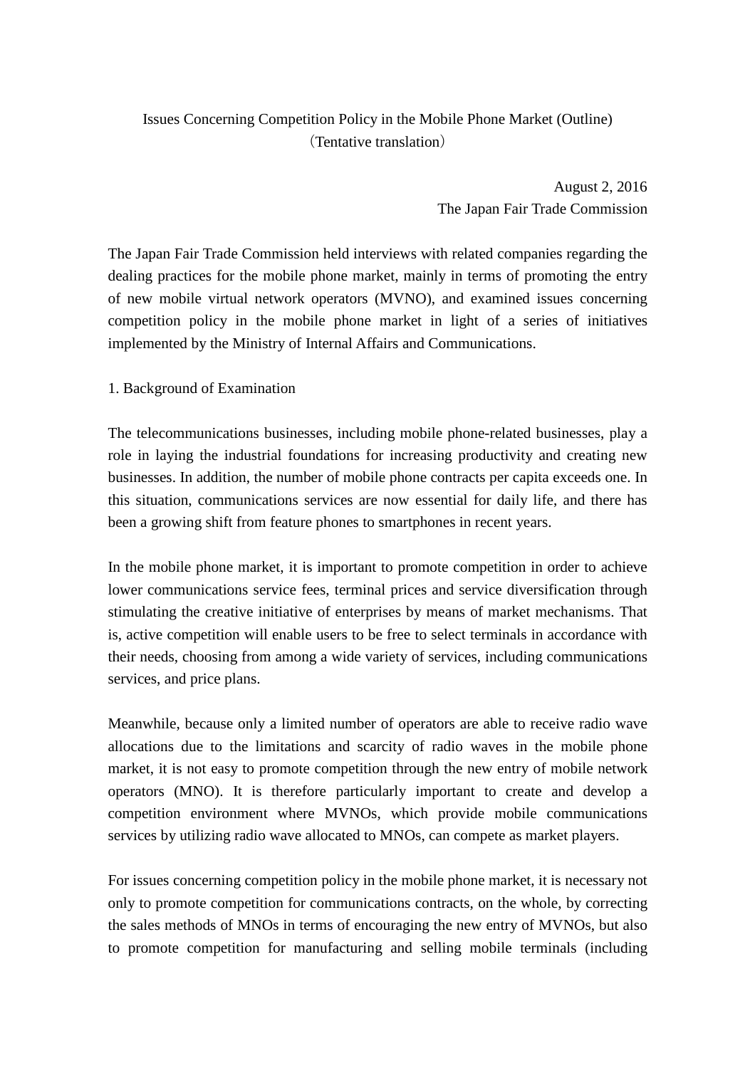# Issues Concerning Competition Policy in the Mobile Phone Market (Outline)

（Tentative translation）

August 2, 2016

The Japan Fair Trade Commission

The Japan Fair Trade Commission held interviews with related companies regarding the dealing practices for the mobile phone market, mainly in terms of promoting the entry of new mobile virtual network operators (MVNO), and examined issues concerning competition policy in the mobile phone market in light of a series of initiatives implemented by the Ministry of Internal Affairs and Communications.

## 1. Background of Examination

The telecommunications businesses, including mobile phone-related businesses, play a role in laying the industrial foundations for increasing productivity and creating new businesses. In addition, the number of mobile phone contracts per capita exceeds one. In this situation, communications services are now essential for daily life, and there has been a growing shift from feature phones to smartphones in recent years.

In the mobile phone market, it is important to promote competition in order to achieve lower communications service fees, terminal prices and service diversification through stimulating the creative initiative of enterprises by means of market mechanisms. That is, active competition will enable users to be free to select terminals in accordance with their needs, choosing from among a wide variety of services, including communications services, and price plans.

Meanwhile, because only a limited number of operators are able to receive radio wave allocations due to the limitations and scarcity of radio waves in the mobile phone market, it is not easy to promote competition through the new entry of mobile network operators (MNO). It is therefore particularly important to create and develop a competition environment where MVNOs, which provide mobile communications services by utilizing radio wave allocated to MNOs, can compete as market players.

For issues concerning competition policy in the mobile phone market, it is necessary not only to promote competition for communications contracts, on the whole, by correcting the sales methods of MNOs in terms of encouraging the new entry of MVNOs, but also to promote competition for manufacturing and selling mobile terminals (including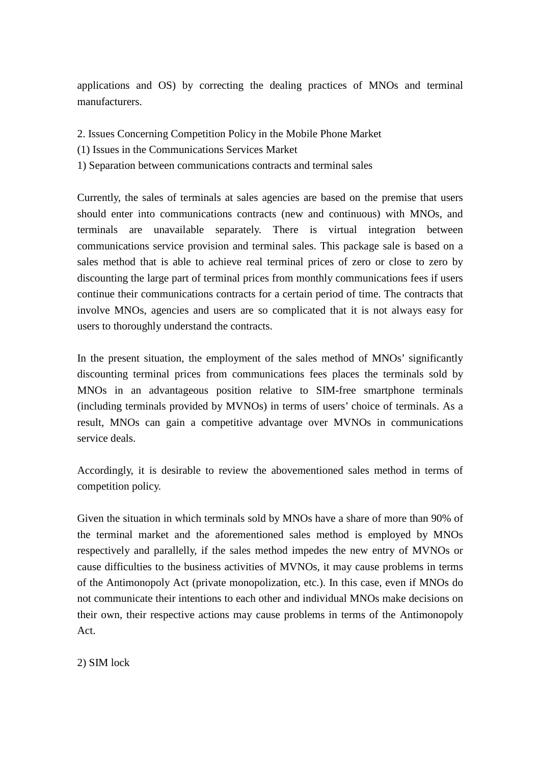applications and OS) by correcting the dealing practices of MNOs and terminal manufacturers.

## 2. Issues Concerning Competition Policy in the Mobile Phone Market

### (1) Issues in the Communications Services Market

#### 1) Separation between communications contracts and terminal sales

Currently, the sales of terminals at sales agencies are based on the premise that users should enter into communications contracts (new and continuous) with MNOs, and terminals are unavailable separately. There is virtual integration between communications service provision and terminal sales. This package sale is based on a sales method that is able to achieve real terminal prices of zero or close to zero by discounting the large part of terminal prices from monthly communications fees if users continue their communications contracts for a certain period of time. The contracts that involve MNOs, agencies and users are so complicated that it is not always easy for users to thoroughly understand the contracts.

In the present situation, the employment of the sales method of MNOs' significantly discounting terminal prices from communications fees places the terminals sold by MNOs in an advantageous position relative to SIM-free smartphone terminals (including terminals provided by MVNOs) in terms of users' choice of terminals. As a result, MNOs can gain a competitive advantage over MVNOs in communications service deals.

Accordingly, it is desirable to review the abovementioned sales method in terms of competition policy.

Given the situation in which terminals sold by MNOs have a share of more than 90% of the terminal market and the aforementioned sales method is employed by MNOs respectively and parallelly, if the sales method impedes the new entry of MVNOs or cause difficulties to the business activities of MVNOs, it may cause problems in terms of the Antimonopoly Act (private monopolization, etc.). In this case, even if MNOs do not communicate their intentions to each other and individual MNOs make decisions on their own, their respective actions may cause problems in terms of the Antimonopoly Act.

#### 2) SIM lock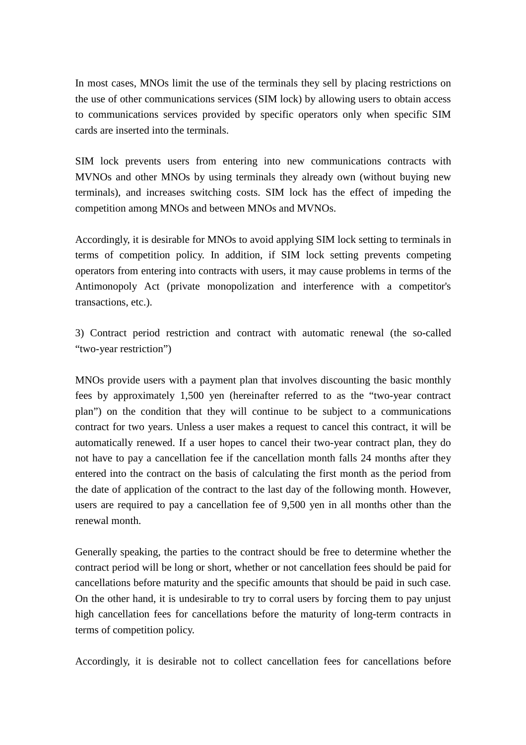In most cases, MNOs limit the use of the terminals they sell by placing restrictions on the use of other communications services (SIM lock) by allowing users to obtain access to communications services provided by specific operators only when specific SIM cards are inserted into the terminals.

SIM lock prevents users from entering into new communications contracts with MVNOs and other MNOs by using terminals they already own (without buying new terminals), and increases switching costs. SIM lock has the effect of impeding the competition among MNOs and between MNOs and MVNOs.

Accordingly, it is desirable for MNOs to avoid applying SIM lock setting to terminals in terms of competition policy. In addition, if SIM lock setting prevents competing operators from entering into contracts with users, it may cause problems in terms of the Antimonopoly Act (private monopolization and interference with a competitor's transactions, etc.).

3) Contract period restriction and contract with automatic renewal (the so-called "two-year restriction")

MNOs provide users with a payment plan that involves discounting the basic monthly fees by approximately 1,500 yen (hereinafter referred to as the "two-year contract plan") on the condition that they will continue to be subject to a communications contract for two years. Unless a user makes a request to cancel this contract, it will be automatically renewed. If a user hopes to cancel their two-year contract plan, they do not have to pay a cancellation fee if the cancellation month falls 24 months after they entered into the contract on the basis of calculating the first month as the period from the date of application of the contract to the last day of the following month. However, users are required to pay a cancellation fee of 9,500 yen in all months other than the renewal month.

Generally speaking, the parties to the contract should be free to determine whether the contract period will be long or short, whether or not cancellation fees should be paid for cancellations before maturity and the specific amounts that should be paid in such case. On the other hand, it is undesirable to try to corral users by forcing them to pay unjust high cancellation fees for cancellations before the maturity of long-term contracts in terms of competition policy.

Accordingly, it is desirable not to collect cancellation fees for cancellations before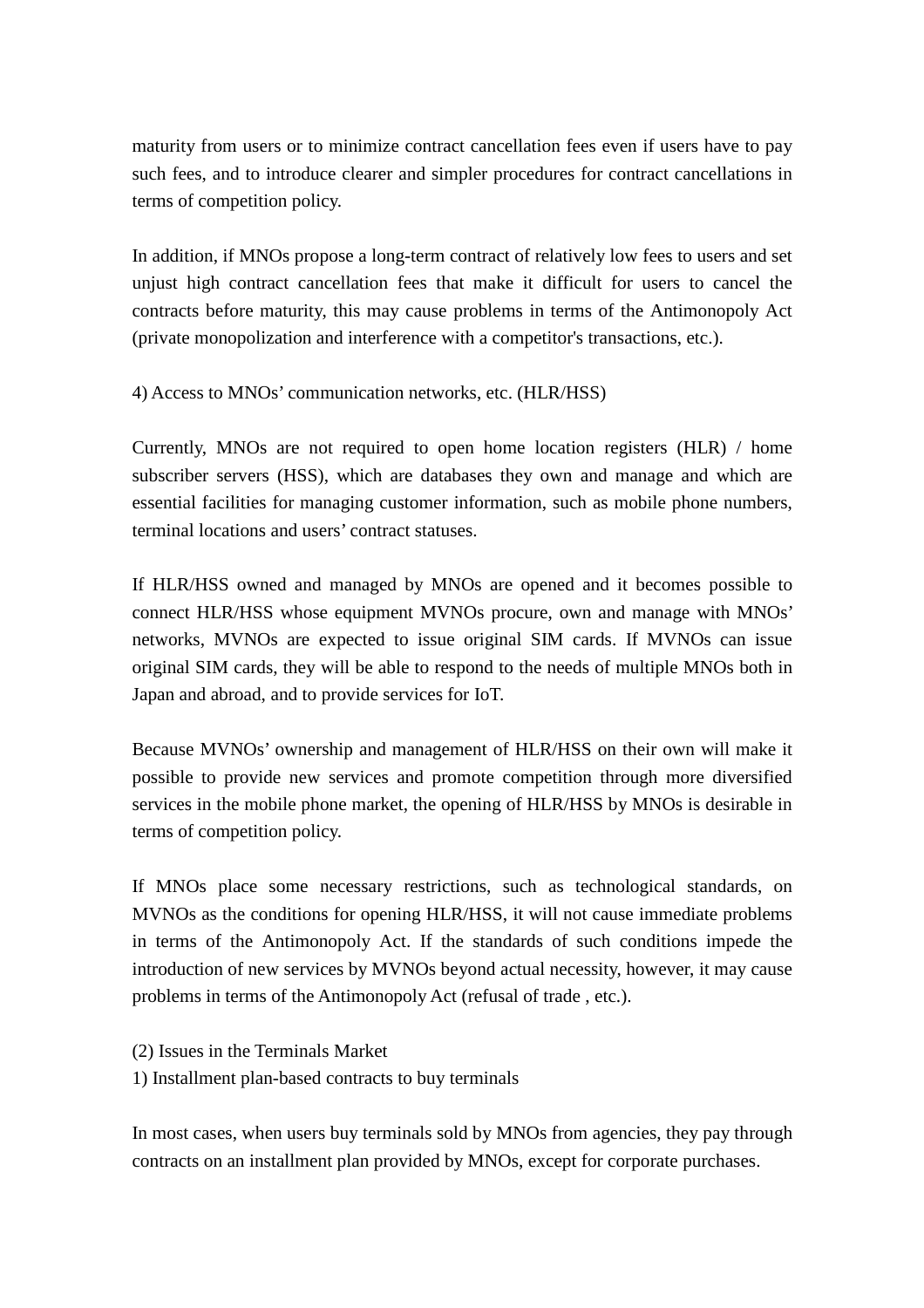maturity from users or to minimize contract cancellation fees even if users have to pay such fees, and to introduce clearer and simpler procedures for contract cancellations in terms of competition policy.

In addition, if MNOs propose a long-term contract of relatively low fees to users and set unjust high contract cancellation fees that make it difficult for users to cancel the contracts before maturity, this may cause problems in terms of the Antimonopoly Act (private monopolization and interference with a competitor's transactions, etc.).

4) Access to MNOs' communication networks, etc. (HLR/HSS)

Currently, MNOs are not required to open home location registers (HLR) / home subscriber servers (HSS), which are databases they own and manage and which are essential facilities for managing customer information, such as mobile phone numbers, terminal locations and users' contract statuses.

If HLR/HSS owned and managed by MNOs are opened and it becomes possible to connect HLR/HSS whose equipment MVNOs procure, own and manage with MNOs' networks, MVNOs are expected to issue original SIM cards. If MVNOs can issue original SIM cards, they will be able to respond to the needs of multiple MNOs both in Japan and abroad, and to provide services for IoT.

Because MVNOs' ownership and management of HLR/HSS on their own will make it possible to provide new services and promote competition through more diversified services in the mobile phone market, the opening of HLR/HSS by MNOs is desirable in terms of competition policy.

If MNOs place some necessary restrictions, such as technological standards, on MVNOs as the conditions for opening HLR/HSS, it will not cause immediate problems in terms of the Antimonopoly Act. If the standards of such conditions impede the introduction of new services by MVNOs beyond actual necessity, however, it may cause problems in terms of the Antimonopoly Act (refusal of trade , etc.).

(2) Issues in the Terminals Market

1) Installment plan-based contracts to buy terminals

In most cases, when users buy terminals sold by MNOs from agencies, they pay through contracts on an installment plan provided by MNOs, except for corporate purchases.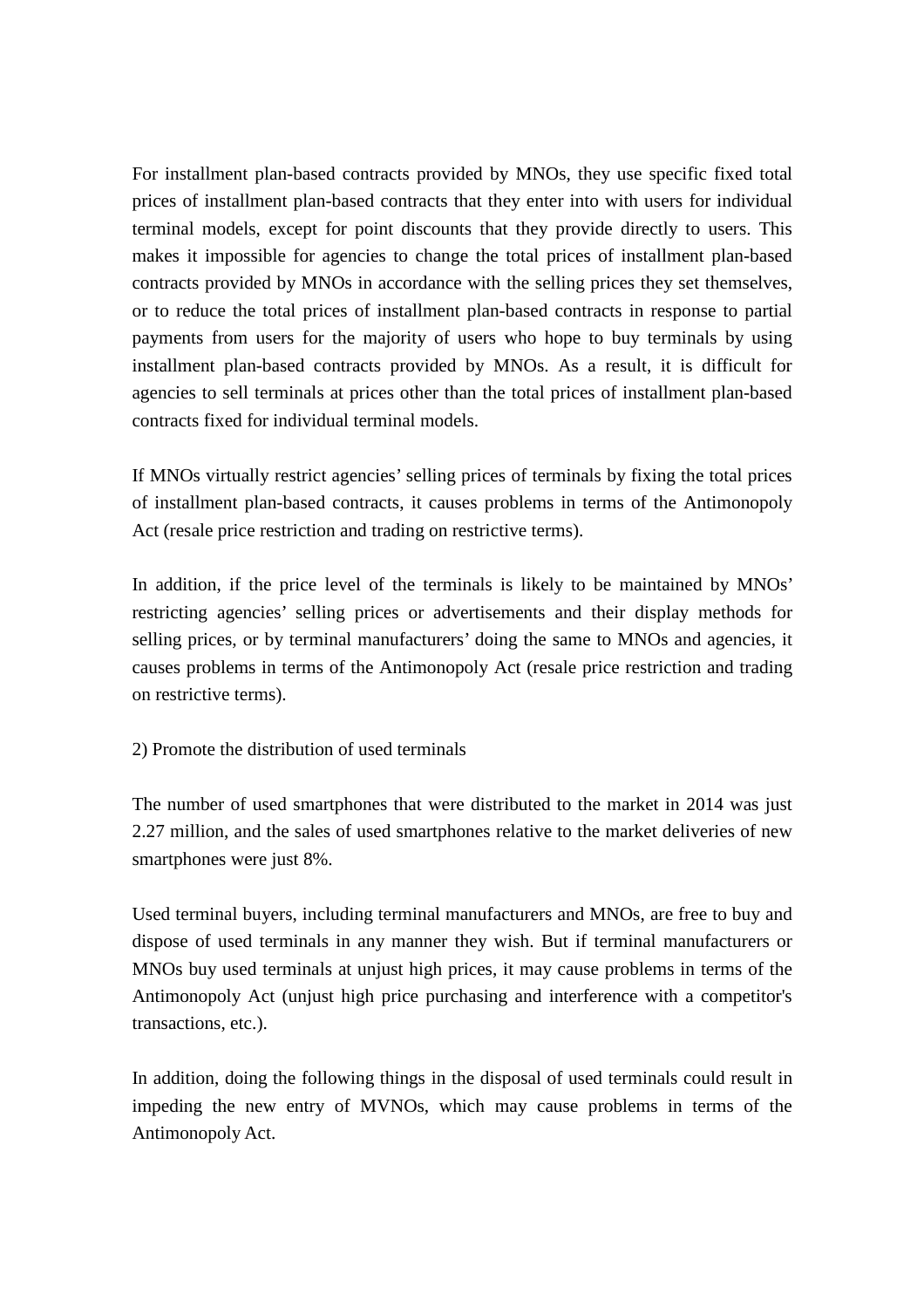For installment plan-based contracts provided by MNOs, they use specific fixed total prices of installment plan-based contracts that they enter into with users for individual terminal models, except for point discounts that they provide directly to users. This makes it impossible for agencies to change the total prices of installment plan-based contracts provided by MNOs in accordance with the selling prices they set themselves, or to reduce the total prices of installment plan-based contracts in response to partial payments from users for the majority of users who hope to buy terminals by using installment plan-based contracts provided by MNOs. As a result, it is difficult for agencies to sell terminals at prices other than the total prices of installment plan-based contracts fixed for individual terminal models.

If MNOs virtually restrict agencies' selling prices of terminals by fixing the total prices of installment plan-based contracts, it causes problems in terms of the Antimonopoly Act (resale price restriction and trading on restrictive terms).

In addition, if the price level of the terminals is likely to be maintained by MNOs' restricting agencies' selling prices or advertisements and their display methods for selling prices, or by terminal manufacturers' doing the same to MNOs and agencies, it causes problems in terms of the Antimonopoly Act (resale price restriction and trading on restrictive terms).

2) Promote the distribution of used terminals

The number of used smartphones that were distributed to the market in 2014 was just 2.27 million, and the sales of used smartphones relative to the market deliveries of new smartphones were just 8%.

Used terminal buyers, including terminal manufacturers and MNOs, are free to buy and dispose of used terminals in any manner they wish. But if terminal manufacturers or MNOs buy used terminals at unjust high prices, it may cause problems in terms of the Antimonopoly Act (unjust high price purchasing and interference with a competitor's transactions, etc.).

In addition, doing the following things in the disposal of used terminals could result in impeding the new entry of MVNOs, which may cause problems in terms of the Antimonopoly Act.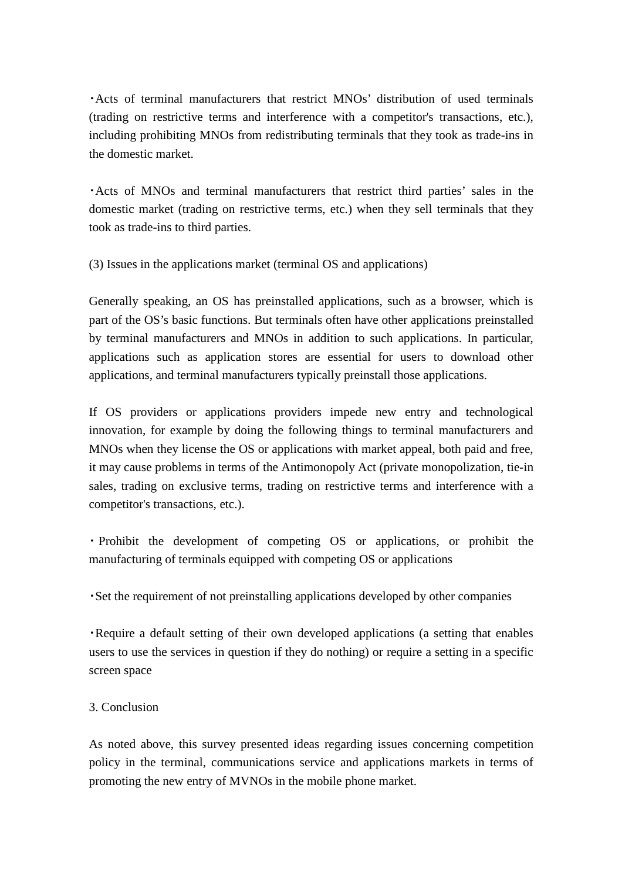・Acts of terminal manufacturers that restrict MNOs' distribution of used terminals (trading on restrictive terms and interference with a competitor's transactions, etc.), including prohibiting MNOs from redistributing terminals that they took as trade-ins in the domestic market.

・Acts of MNOs and terminal manufacturers that restrict third parties' sales in the domestic market (trading on restrictive terms, etc.) when they sell terminals that they took as trade-ins to third parties.

(3) Issues in the applications market (terminal OS and applications)

Generally speaking, an OS has preinstalled applications, such as a browser, which is part of the OS's basic functions. But terminals often have other applications preinstalled by terminal manufacturers and MNOs in addition to such applications. In particular, applications such as application stores are essential for users to download other applications, and terminal manufacturers typically preinstall those applications.

If OS providers or applications providers impede new entry and technological innovation, for example by doing the following things to terminal manufacturers and MNOs when they license the OS or applications with market appeal, both paid and free, it may cause problems in terms of the Antimonopoly Act (private monopolization, tie-in sales, trading on exclusive terms, trading on restrictive terms and interference with a competitor's transactions, etc.).

・Prohibit the development of competing OS or applications, or prohibit the manufacturing of terminals equipped with competing OS or applications

・Set the requirement of not preinstalling applications developed by other companies

・Require a default setting of their own developed applications (a setting that enables users to use the services in question if they do nothing) or require a setting in a specific screen space

3. Conclusion

As noted above, this survey presented ideas regarding issues concerning competition policy in the terminal, communications service and applications markets in terms of promoting the new entry of MVNOs in the mobile phone market.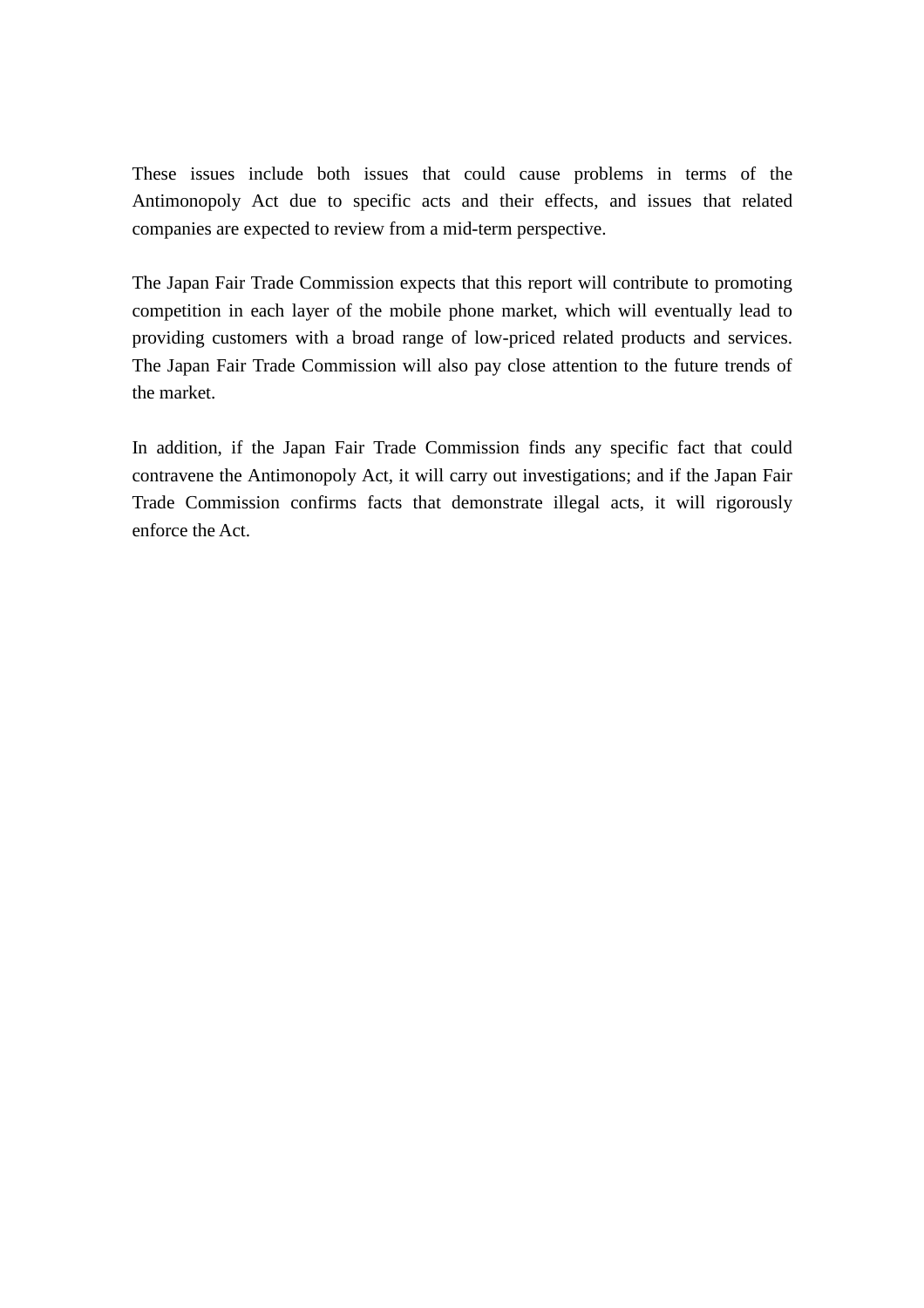These issues include both issues that could cause problems in terms of the Antimonopoly Act due to specific acts and their effects, and issues that related companies are expected to review from a mid-term perspective.

The Japan Fair Trade Commission expects that this report will contribute to promoting competition in each layer of the mobile phone market, which will eventually lead to providing customers with a broad range of low-priced related products and services. The Japan Fair Trade Commission will also pay close attention to the future trends of the market.

In addition, if the Japan Fair Trade Commission finds any specific fact that could contravene the Antimonopoly Act, it will carry out investigations; and if the Japan Fair Trade Commission confirms facts that demonstrate illegal acts, it will rigorously enforce the Act.